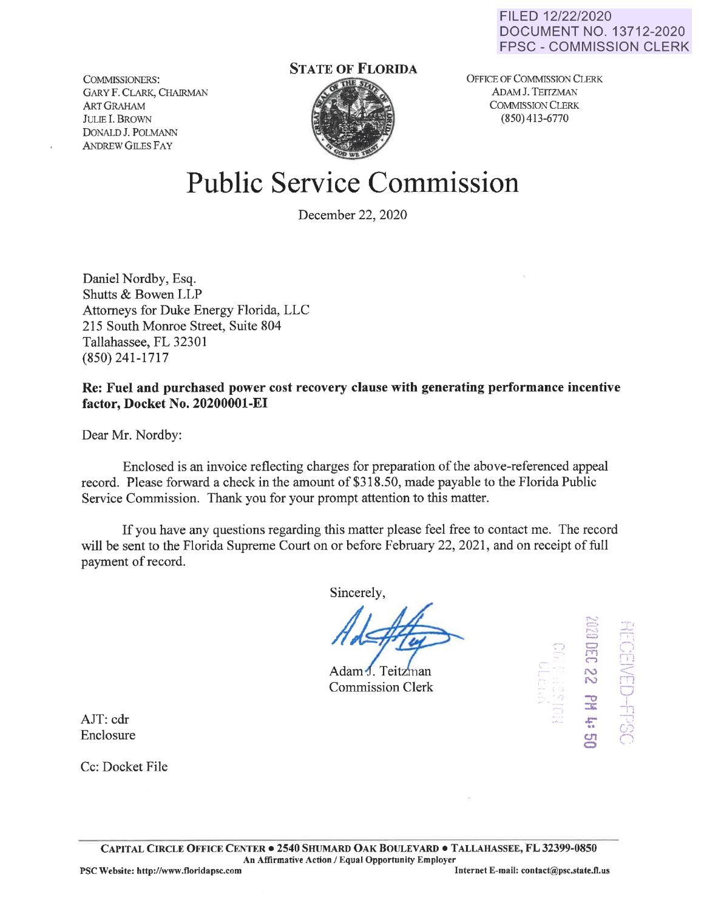FILED 12/22/2020
DOCUMENT NO. 13712-2020
FPSC - COMMISSION CLERK

COMMISSIONERS:
GARY F. CLARK, CHAIRMAN
ART GRAHAM
JULIE I. BROWN
DONALD J. POLMANN
ANDREW GILES FAY

**STATE OF FLORIDA**

OFFICE OF COMMISSION CLERK
ADAM J. TEITZMAN
COMMISSION CLERK
(850) 413-6770

# Public Service Commission

December 22, 2020

Daniel Nordby, Esq.
Shutts & Bowen LLP
Attorneys for Duke Energy Florida, LLC
215 South Monroe Street, Suite 804
Tallahassee, FL 32301
(850) 241-1717

**Re: Fuel and purchased power cost recovery clause with generating performance incentive factor, Docket No. 20200001-EI**

Dear Mr. Nordby:

Enclosed is an invoice reflecting charges for preparation of the above-referenced appeal record. Please forward a check in the amount of $318.50, made payable to the Florida Public Service Commission. Thank you for your prompt attention to this matter.

If you have any questions regarding this matter please feel free to contact me. The record will be sent to the Florida Supreme Court on or before February 22, 2021, and on receipt of full payment of record.

Sincerely,

Adam J. Teitzman
Commission Clerk

RECEIVED-FPSC
2020 DEC 22 PM 4:50
COMMISSION CLERK

AJT: cdr
Enclosure

Cc: Docket File

**CAPITAL CIRCLE OFFICE CENTER • 2540 SHUMARD OAK BOULEVARD • TALLAHASSEE, FL 32399-0850**
**An Affirmative Action / Equal Opportunity Employer**
**PSC Website: http://www.floridapsc.com** **Internet E-mail: contact@psc.state.fl.us**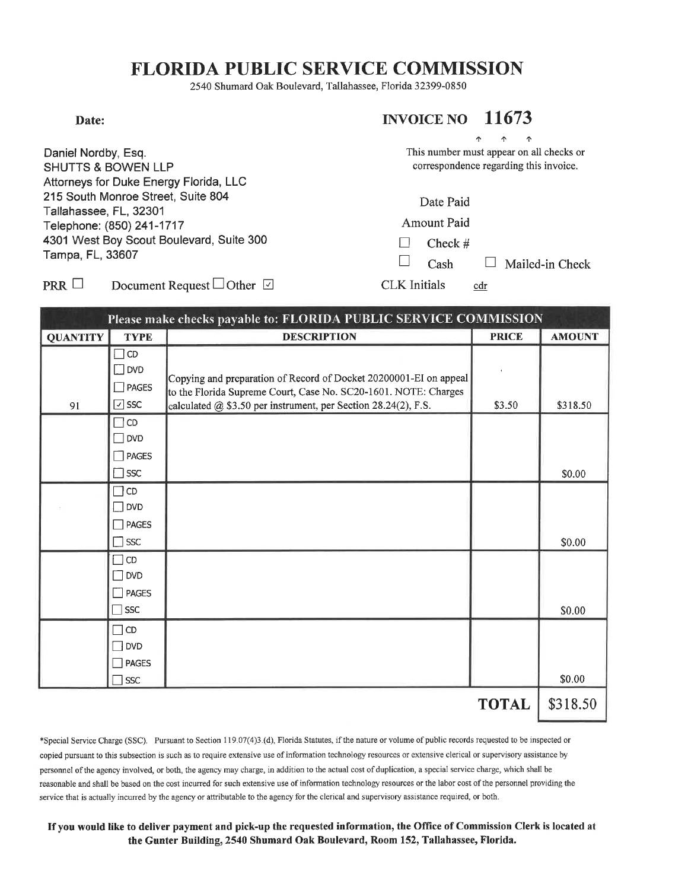# FLORIDA PUBLIC SERVICE COMMISSION

2540 Shumard Oak Boulevard, Tallahassee, Florida 32399-0850

**Date:**

**INVOICE NO 11673**

This number must appear on all checks or correspondence regarding this invoice.

Daniel Nordby, Esq.
SHUTTS & BOWEN LLP
Attorneys for Duke Energy Florida, LLC
215 South Monroe Street, Suite 804
Tallahassee, FL, 32301
Telephone: (850) 241-1717
4301 West Boy Scout Boulevard, Suite 300
Tampa, FL, 33607

Date Paid

Amount Paid

☐ Check #

☐ Cash ☐ Mailed-in Check

CLK Initials cdr

PRR ☐ Document Request ☐ Other ☑

**Please make checks payable to: FLORIDA PUBLIC SERVICE COMMISSION**

| QUANTITY | TYPE | DESCRIPTION | PRICE | AMOUNT |
|---|---|---|---|---|
| 91 | ☐ CD ☐ DVD ☐ PAGES ☑ SSC | Copying and preparation of Record of Docket 20200001-EI on appeal to the Florida Supreme Court, Case No. SC20-1601. NOTE: Charges calculated @ $3.50 per instrument, per Section 28.24(2), F.S. | $3.50 | $318.50 |
| | ☐ CD ☐ DVD ☐ PAGES ☐ SSC | | | $0.00 |
| | ☐ CD ☐ DVD ☐ PAGES ☐ SSC | | | $0.00 |
| | ☐ CD ☐ DVD ☐ PAGES ☐ SSC | | | $0.00 |
| | ☐ CD ☐ DVD ☐ PAGES ☐ SSC | | | $0.00 |
| | | | **TOTAL** | $318.50 |

*Special Service Charge (SSC). Pursuant to Section 119.07(4)3.(d), Florida Statutes, if the nature or volume of public records requested to be inspected or copied pursuant to this subsection is such as to require extensive use of information technology resources or extensive clerical or supervisory assistance by personnel of the agency involved, or both, the agency may charge, in addition to the actual cost of duplication, a special service charge, which shall be reasonable and shall be based on the cost incurred for such extensive use of information technology resources or the labor cost of the personnel providing the service that is actually incurred by the agency or attributable to the agency for the clerical and supervisory assistance required, or both.

**If you would like to deliver payment and pick-up the requested information, the Office of Commission Clerk is located at the Gunter Building, 2540 Shumard Oak Boulevard, Room 152, Tallahassee, Florida.**